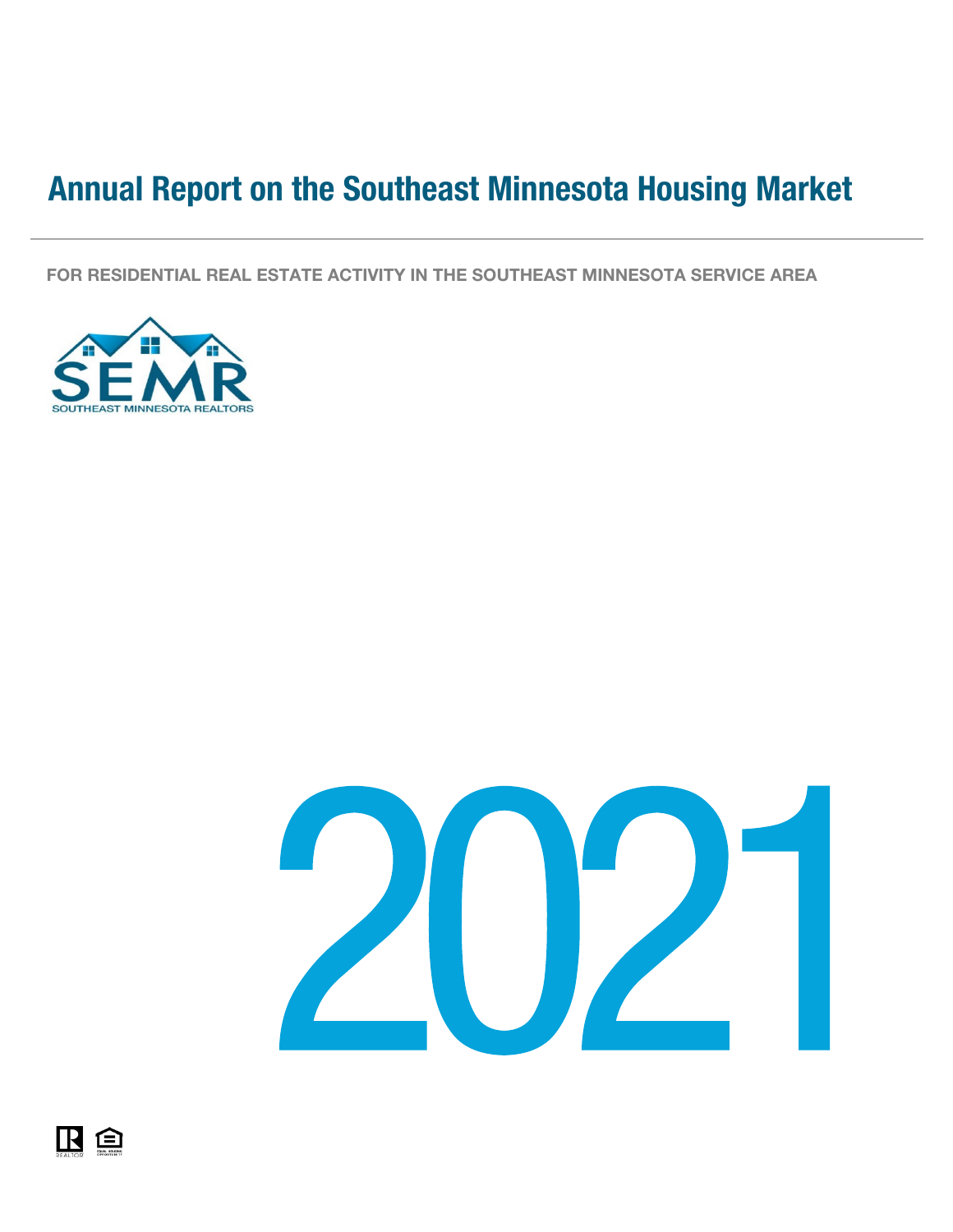# Annual Report on the Southeast Minnesota Housing Market

**FOR RESIDENTIAL REAL ESTATE ACTIVITY IN THE SOUTHEAST MINNESOTA SERVICE AREA**

SEMR
SOUTHEAST MINNESOTA REALTORS

2021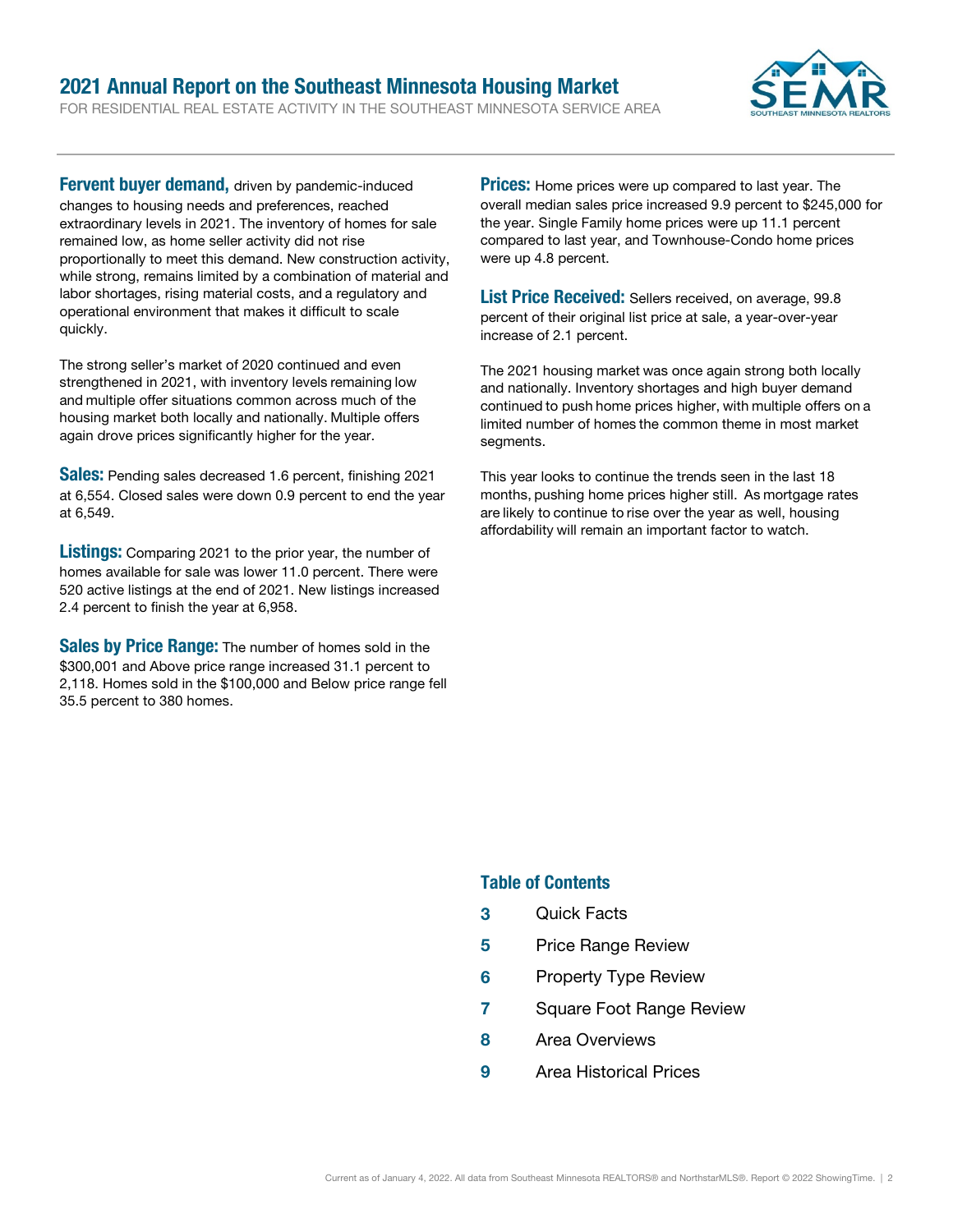# 2021 Annual Report on the Southeast Minnesota Housing Market

FOR RESIDENTIAL REAL ESTATE ACTIVITY IN THE SOUTHEAST MINNESOTA SERVICE AREA

**Fervent buyer demand,** driven by pandemic-induced changes to housing needs and preferences, reached extraordinary levels in 2021. The inventory of homes for sale remained low, as home seller activity did not rise proportionally to meet this demand. New construction activity, while strong, remains limited by a combination of material and labor shortages, rising material costs, and a regulatory and operational environment that makes it difficult to scale quickly.

The strong seller's market of 2020 continued and even strengthened in 2021, with inventory levels remaining low and multiple offer situations common across much of the housing market both locally and nationally. Multiple offers again drove prices significantly higher for the year.

**Sales:** Pending sales decreased 1.6 percent, finishing 2021 at 6,554. Closed sales were down 0.9 percent to end the year at 6,549.

**Listings:** Comparing 2021 to the prior year, the number of homes available for sale was lower 11.0 percent. There were 520 active listings at the end of 2021. New listings increased 2.4 percent to finish the year at 6,958.

**Sales by Price Range:** The number of homes sold in the $300,001 and Above price range increased 31.1 percent to 2,118. Homes sold in the $100,000 and Below price range fell 35.5 percent to 380 homes.

**Prices:** Home prices were up compared to last year. The overall median sales price increased 9.9 percent to $245,000 for the year. Single Family home prices were up 11.1 percent compared to last year, and Townhouse-Condo home prices were up 4.8 percent.

**List Price Received:** Sellers received, on average, 99.8 percent of their original list price at sale, a year-over-year increase of 2.1 percent.

The 2021 housing market was once again strong both locally and nationally. Inventory shortages and high buyer demand continued to push home prices higher, with multiple offers on a limited number of homes the common theme in most market segments.

This year looks to continue the trends seen in the last 18 months, pushing home prices higher still. As mortgage rates are likely to continue to rise over the year as well, housing affordability will remain an important factor to watch.

## Table of Contents

| | |
|---|---|
| 3 | Quick Facts |
| 5 | Price Range Review |
| 6 | Property Type Review |
| 7 | Square Foot Range Review |
| 8 | Area Overviews |
| 9 | Area Historical Prices |

Current as of January 4, 2022. All data from Southeast Minnesota REALTORS® and NorthstarMLS®. Report © 2022 ShowingTime.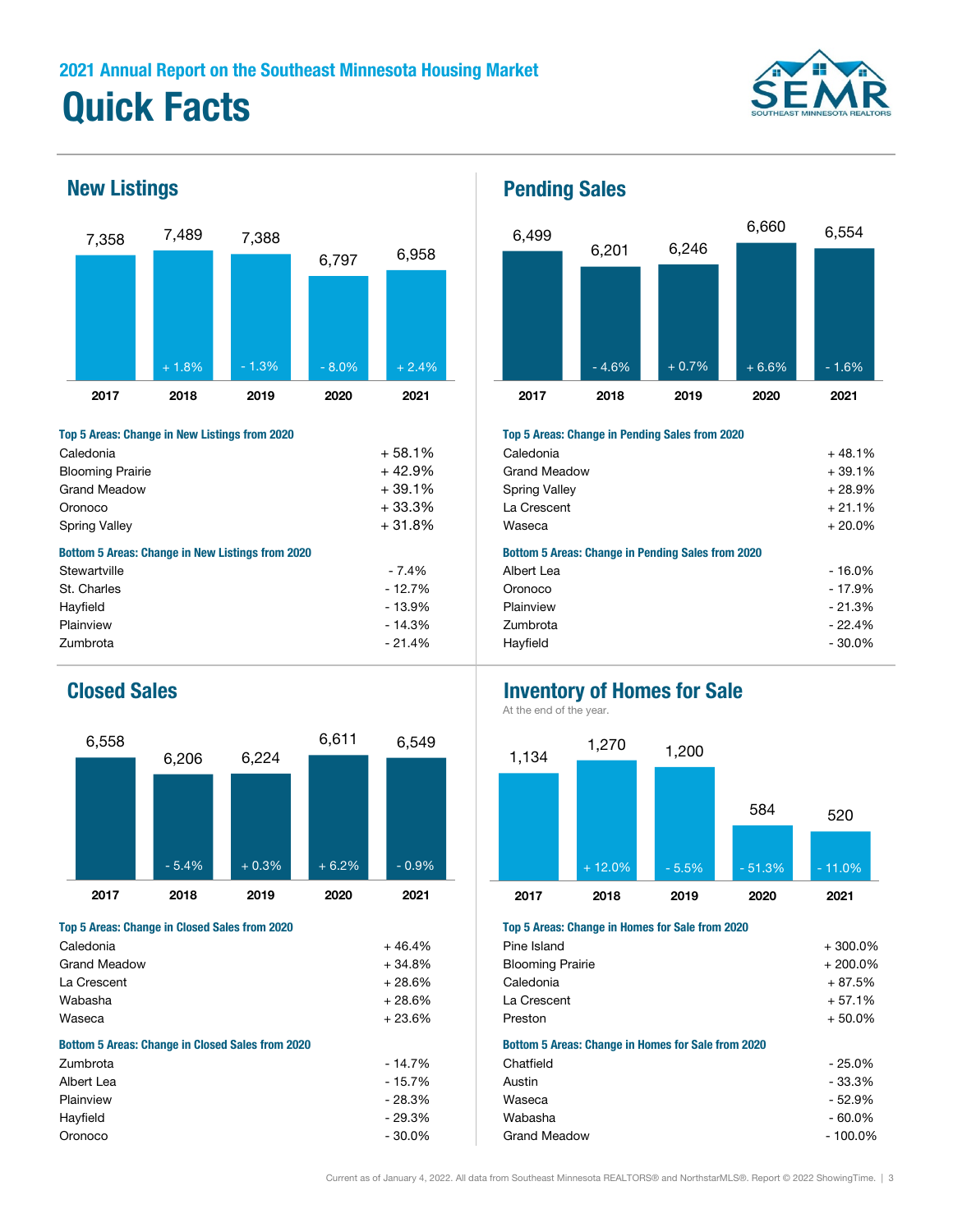## 2021 Annual Report on the Southeast Minnesota Housing Market

# Quick Facts

## New Listings

| | 2017 | 2018 | 2019 | 2020 | 2021 |
|---|---|---|---|---|---|
| New Listings | 7,358 | 7,489 | 7,388 | 6,797 | 6,958 |
| Change | | + 1.8% | - 1.3% | - 8.0% | + 2.4% |

**Top 5 Areas: Change in New Listings from 2020**

| Area | Change |
|---|---|
| Caledonia | + 58.1% |
| Blooming Prairie | + 42.9% |
| Grand Meadow | + 39.1% |
| Oronoco | + 33.3% |
| Spring Valley | + 31.8% |

**Bottom 5 Areas: Change in New Listings from 2020**

| Area | Change |
|---|---|
| Stewartville | - 7.4% |
| St. Charles | - 12.7% |
| Hayfield | - 13.9% |
| Plainview | - 14.3% |
| Zumbrota | - 21.4% |

## Pending Sales

| | 2017 | 2018 | 2019 | 2020 | 2021 |
|---|---|---|---|---|---|
| Pending Sales | 6,499 | 6,201 | 6,246 | 6,660 | 6,554 |
| Change | | - 4.6% | + 0.7% | + 6.6% | - 1.6% |

**Top 5 Areas: Change in Pending Sales from 2020**

| Area | Change |
|---|---|
| Caledonia | + 48.1% |
| Grand Meadow | + 39.1% |
| Spring Valley | + 28.9% |
| La Crescent | + 21.1% |
| Waseca | + 20.0% |

**Bottom 5 Areas: Change in Pending Sales from 2020**

| Area | Change |
|---|---|
| Albert Lea | - 16.0% |
| Oronoco | - 17.9% |
| Plainview | - 21.3% |
| Zumbrota | - 22.4% |
| Hayfield | - 30.0% |

## Closed Sales

| | 2017 | 2018 | 2019 | 2020 | 2021 |
|---|---|---|---|---|---|
| Closed Sales | 6,558 | 6,206 | 6,224 | 6,611 | 6,549 |
| Change | | - 5.4% | + 0.3% | + 6.2% | - 0.9% |

**Top 5 Areas: Change in Closed Sales from 2020**

| Area | Change |
|---|---|
| Caledonia | + 46.4% |
| Grand Meadow | + 34.8% |
| La Crescent | + 28.6% |
| Wabasha | + 28.6% |
| Waseca | + 23.6% |

**Bottom 5 Areas: Change in Closed Sales from 2020**

| Area | Change |
|---|---|
| Zumbrota | - 14.7% |
| Albert Lea | - 15.7% |
| Plainview | - 28.3% |
| Hayfield | - 29.3% |
| Oronoco | - 30.0% |

## Inventory of Homes for Sale

At the end of the year.

| | 2017 | 2018 | 2019 | 2020 | 2021 |
|---|---|---|---|---|---|
| Inventory | 1,134 | 1,270 | 1,200 | 584 | 520 |
| Change | | + 12.0% | - 5.5% | - 51.3% | - 11.0% |

**Top 5 Areas: Change in Homes for Sale from 2020**

| Area | Change |
|---|---|
| Pine Island | + 300.0% |
| Blooming Prairie | + 200.0% |
| Caledonia | + 87.5% |
| La Crescent | + 57.1% |
| Preston | + 50.0% |

**Bottom 5 Areas: Change in Homes for Sale from 2020**

| Area | Change |
|---|---|
| Chatfield | - 25.0% |
| Austin | - 33.3% |
| Waseca | - 52.9% |
| Wabasha | - 60.0% |
| Grand Meadow | - 100.0% |

Current as of January 4, 2022. All data from Southeast Minnesota REALTORS® and NorthstarMLS®. Report © 2022 ShowingTime.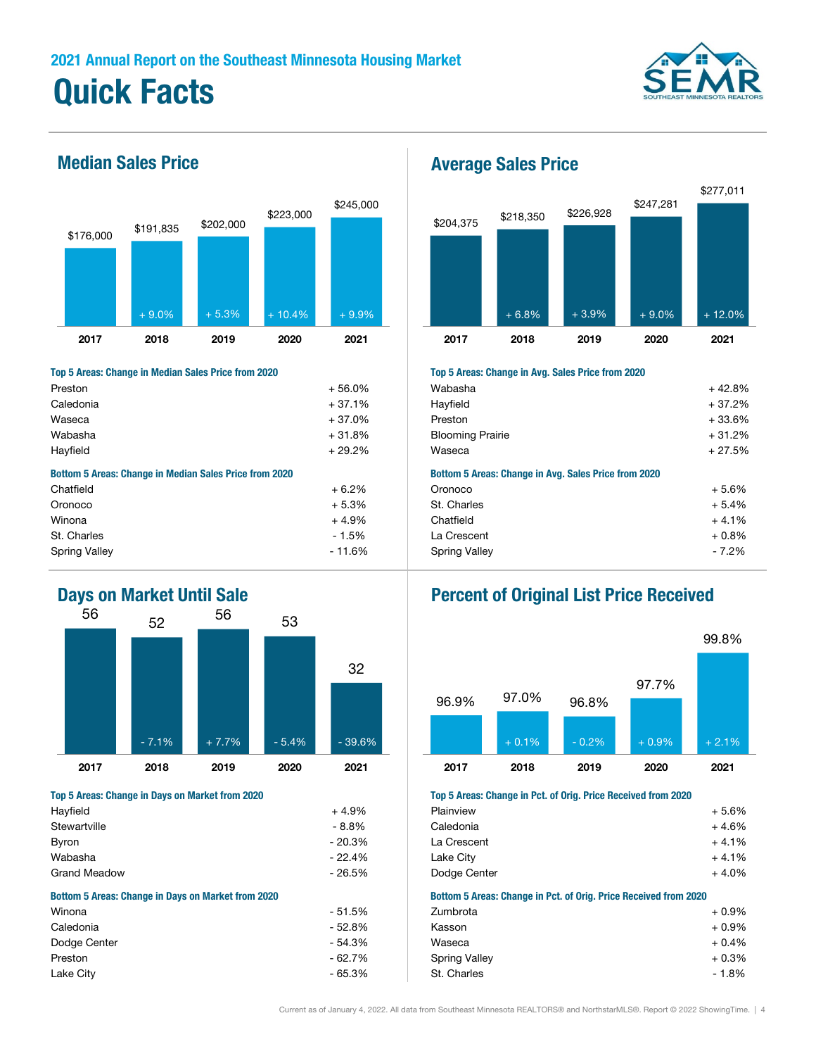## 2021 Annual Report on the Southeast Minnesota Housing Market

# Quick Facts

## Median Sales Price

| | 2017 | 2018 | 2019 | 2020 | 2021 |
|---|---|---|---|---|---|
| Median Sales Price | $176,000 | $191,835 | $202,000 | $223,000 | $245,000 |
| Change | | + 9.0% | + 5.3% | + 10.4% | + 9.9% |

**Top 5 Areas: Change in Median Sales Price from 2020**

| Area | Change |
|---|---|
| Preston | + 56.0% |
| Caledonia | + 37.1% |
| Waseca | + 37.0% |
| Wabasha | + 31.8% |
| Hayfield | + 29.2% |

**Bottom 5 Areas: Change in Median Sales Price from 2020**

| Area | Change |
|---|---|
| Chatfield | + 6.2% |
| Oronoco | + 5.3% |
| Winona | + 4.9% |
| St. Charles | - 1.5% |
| Spring Valley | - 11.6% |

## Average Sales Price

| | 2017 | 2018 | 2019 | 2020 | 2021 |
|---|---|---|---|---|---|
| Average Sales Price | $204,375 | $218,350 | $226,928 | $247,281 | $277,011 |
| Change | | + 6.8% | + 3.9% | + 9.0% | + 12.0% |

**Top 5 Areas: Change in Avg. Sales Price from 2020**

| Area | Change |
|---|---|
| Wabasha | + 42.8% |
| Hayfield | + 37.2% |
| Preston | + 33.6% |
| Blooming Prairie | + 31.2% |
| Waseca | + 27.5% |

**Bottom 5 Areas: Change in Avg. Sales Price from 2020**

| Area | Change |
|---|---|
| Oronoco | + 5.6% |
| St. Charles | + 5.4% |
| Chatfield | + 4.1% |
| La Crescent | + 0.8% |
| Spring Valley | - 7.2% |

## Days on Market Until Sale

| | 2017 | 2018 | 2019 | 2020 | 2021 |
|---|---|---|---|---|---|
| Days on Market | 56 | 52 | 56 | 53 | 32 |
| Change | | - 7.1% | + 7.7% | - 5.4% | - 39.6% |

**Top 5 Areas: Change in Days on Market from 2020**

| Area | Change |
|---|---|
| Hayfield | + 4.9% |
| Stewartville | - 8.8% |
| Byron | - 20.3% |
| Wabasha | - 22.4% |
| Grand Meadow | - 26.5% |

**Bottom 5 Areas: Change in Days on Market from 2020**

| Area | Change |
|---|---|
| Winona | - 51.5% |
| Caledonia | - 52.8% |
| Dodge Center | - 54.3% |
| Preston | - 62.7% |
| Lake City | - 65.3% |

## Percent of Original List Price Received

| | 2017 | 2018 | 2019 | 2020 | 2021 |
|---|---|---|---|---|---|
| Pct. of Orig. List Price Received | 96.9% | 97.0% | 96.8% | 97.7% | 99.8% |
| Change | | + 0.1% | - 0.2% | + 0.9% | + 2.1% |

**Top 5 Areas: Change in Pct. of Orig. Price Received from 2020**

| Area | Change |
|---|---|
| Plainview | + 5.6% |
| Caledonia | + 4.6% |
| La Crescent | + 4.1% |
| Lake City | + 4.1% |
| Dodge Center | + 4.0% |

**Bottom 5 Areas: Change in Pct. of Orig. Price Received from 2020**

| Area | Change |
|---|---|
| Zumbrota | + 0.9% |
| Kasson | + 0.9% |
| Waseca | + 0.4% |
| Spring Valley | + 0.3% |
| St. Charles | - 1.8% |

Current as of January 4, 2022. All data from Southeast Minnesota REALTORS® and NorthstarMLS®. Report © 2022 ShowingTime.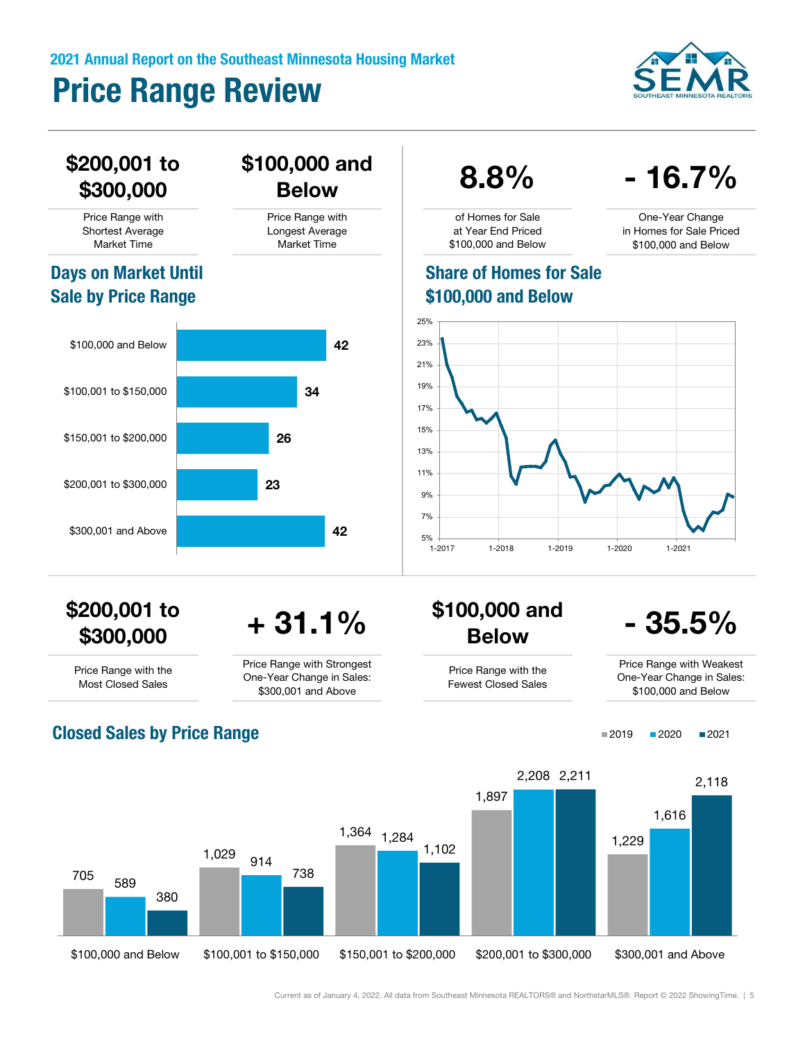# Price Range Review

**$200,001 to $300,000**
Price Range with Shortest Average Market Time

**$100,000 and Below**
Price Range with Longest Average Market Time

**8.8%**
of Homes for Sale at Year End Priced $100,000 and Below

**- 16.7%**
One-Year Change in Homes for Sale Priced $100,000 and Below

## Days on Market Until Sale by Price Range

| Price Range | Days on Market |
|---|---|
| $100,000 and Below | 42 |
| $100,001 to $150,000 | 34 |
| $150,001 to $200,000 | 26 |
| $200,001 to $300,000 | 23 |
| $300,001 and Above | 42 |

## Share of Homes for Sale $100,000 and Below

**$200,001 to $300,000**
Price Range with the Most Closed Sales

**+ 31.1%**
Price Range with Strongest One-Year Change in Sales: $300,001 and Above

**$100,000 and Below**
Price Range with the Fewest Closed Sales

**- 35.5%**
Price Range with Weakest One-Year Change in Sales: $100,000 and Below

## Closed Sales by Price Range

| Price Range | 2019 | 2020 | 2021 |
|---|---|---|---|
| $100,000 and Below | 705 | 589 | 380 |
| $100,001 to $150,000 | 1,029 | 914 | 738 |
| $150,001 to $200,000 | 1,364 | 1,284 | 1,102 |
| $200,001 to $300,000 | 1,897 | 2,208 | 2,211 |
| $300,001 and Above | 1,229 | 1,616 | 2,118 |

Current as of January 4, 2022. All data from Southeast Minnesota REALTORS® and NorthstarMLS®. Report © 2022 ShowingTime.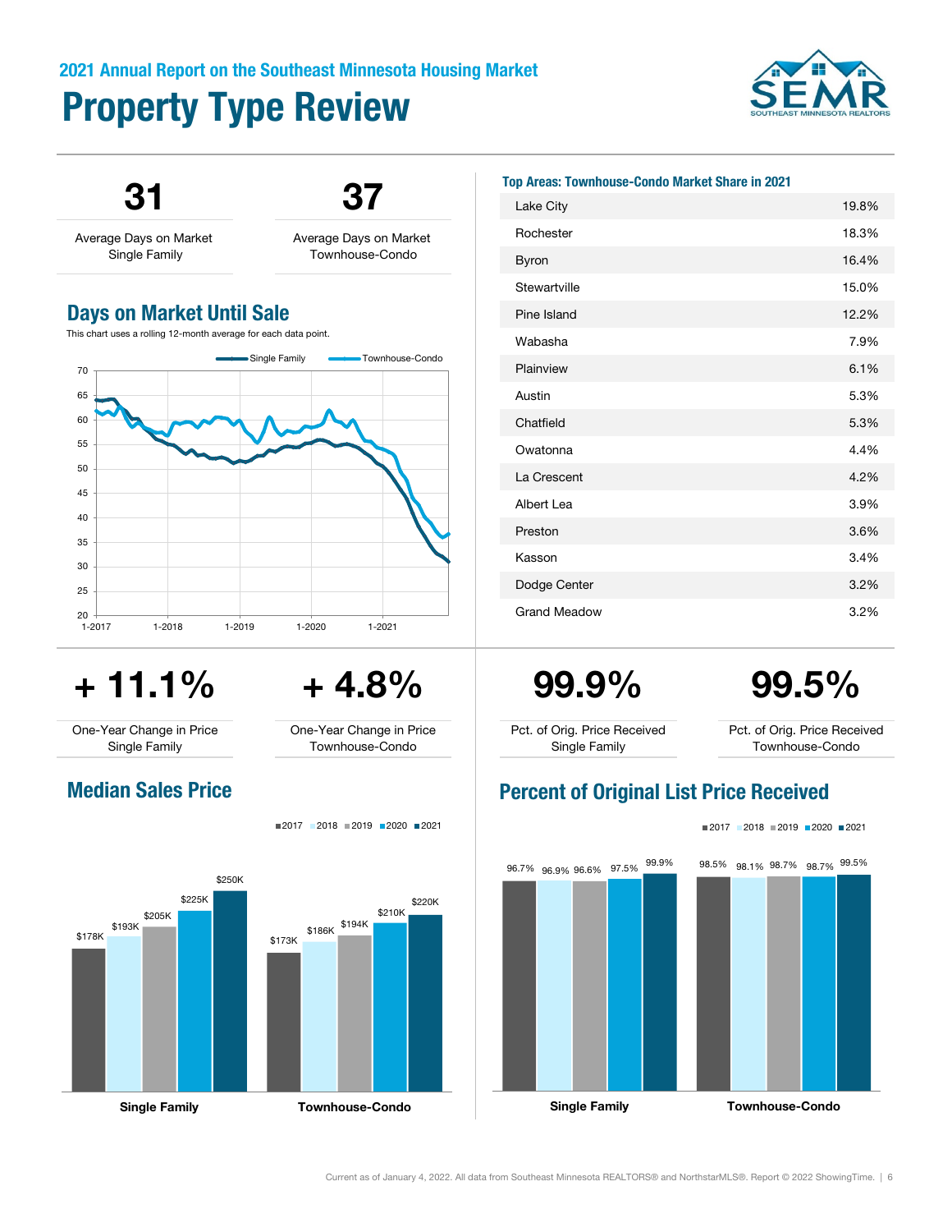2021 Annual Report on the Southeast Minnesota Housing Market

# Property Type Review

| 31 | 37 |
|---|---|
| Average Days on Market Single Family | Average Days on Market Townhouse-Condo |

## Days on Market Until Sale

This chart uses a rolling 12-month average for each data point.

**Top Areas: Townhouse-Condo Market Share in 2021**

| Area | Share |
|---|---|
| Lake City | 19.8% |
| Rochester | 18.3% |
| Byron | 16.4% |
| Stewartville | 15.0% |
| Pine Island | 12.2% |
| Wabasha | 7.9% |
| Plainview | 6.1% |
| Austin | 5.3% |
| Chatfield | 5.3% |
| Owatonna | 4.4% |
| La Crescent | 4.2% |
| Albert Lea | 3.9% |
| Preston | 3.6% |
| Kasson | 3.4% |
| Dodge Center | 3.2% |
| Grand Meadow | 3.2% |

| + 11.1% | + 4.8% | 99.9% | 99.5% |
|---|---|---|---|
| One-Year Change in Price Single Family | One-Year Change in Price Townhouse-Condo | Pct. of Orig. Price Received Single Family | Pct. of Orig. Price Received Townhouse-Condo |

## Median Sales Price

| | 2017 | 2018 | 2019 | 2020 | 2021 |
|---|---|---|---|---|---|
| Single Family | $178K | $193K | $205K | $225K | $250K |
| Townhouse-Condo | $173K | $186K | $194K | $210K | $220K |

## Percent of Original List Price Received

| | 2017 | 2018 | 2019 | 2020 | 2021 |
|---|---|---|---|---|---|
| Single Family | 96.7% | 96.9% | 96.6% | 97.5% | 99.9% |
| Townhouse-Condo | 98.5% | 98.1% | 98.7% | 98.7% | 99.5% |

Current as of January 4, 2022. All data from Southeast Minnesota REALTORS® and NorthstarMLS®. Report © 2022 ShowingTime.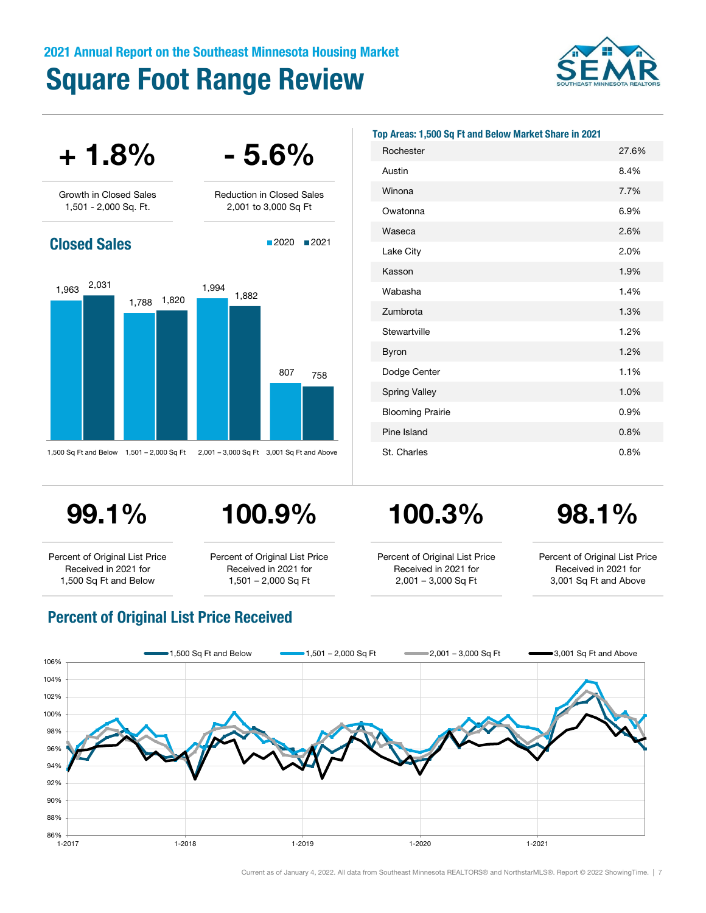2021 Annual Report on the Southeast Minnesota Housing Market

# Square Foot Range Review

**+ 1.8%**

Growth in Closed Sales 1,501 - 2,000 Sq. Ft.

**- 5.6%**

Reduction in Closed Sales 2,001 to 3,000 Sq Ft

## Closed Sales

| | 2020 | 2021 |
|---|---|---|
| 1,500 Sq Ft and Below | 1,963 | 2,031 |
| 1,501 – 2,000 Sq Ft | 1,788 | 1,820 |
| 2,001 – 3,000 Sq Ft | 1,994 | 1,882 |
| 3,001 Sq Ft and Above | 807 | 758 |

### Top Areas: 1,500 Sq Ft and Below Market Share in 2021

| Area | Share |
|---|---|
| Rochester | 27.6% |
| Austin | 8.4% |
| Winona | 7.7% |
| Owatonna | 6.9% |
| Waseca | 2.6% |
| Lake City | 2.0% |
| Kasson | 1.9% |
| Wabasha | 1.4% |
| Zumbrota | 1.3% |
| Stewartville | 1.2% |
| Byron | 1.2% |
| Dodge Center | 1.1% |
| Spring Valley | 1.0% |
| Blooming Prairie | 0.9% |
| Pine Island | 0.8% |
| St. Charles | 0.8% |

**99.1%**

Percent of Original List Price Received in 2021 for 1,500 Sq Ft and Below

**100.9%**

Percent of Original List Price Received in 2021 for 1,501 – 2,000 Sq Ft

**100.3%**

Percent of Original List Price Received in 2021 for 2,001 – 3,000 Sq Ft

**98.1%**

Percent of Original List Price Received in 2021 for 3,001 Sq Ft and Above

## Percent of Original List Price Received

Legend: 1,500 Sq Ft and Below; 1,501 – 2,000 Sq Ft; 2,001 – 3,000 Sq Ft; 3,001 Sq Ft and Above

Y-axis: 86% – 106%; X-axis: 1-2017, 1-2018, 1-2019, 1-2020, 1-2021

Current as of January 4, 2022. All data from Southeast Minnesota REALTORS® and NorthstarMLS®. Report © 2022 ShowingTime.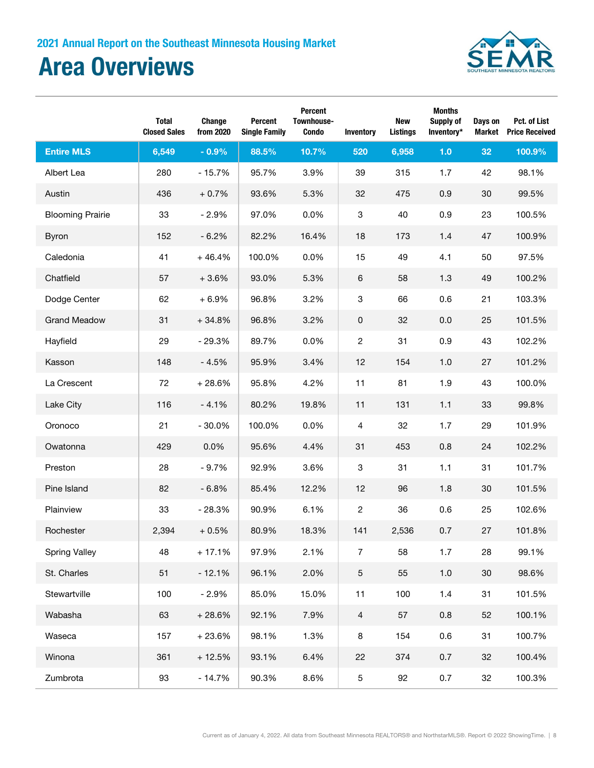## 2021 Annual Report on the Southeast Minnesota Housing Market

# Area Overviews

| | Total Closed Sales | Change from 2020 | Percent Single Family | Percent Townhouse-Condo | Inventory | New Listings | Months Supply of Inventory* | Days on Market | Pct. of List Price Received |
|---|---|---|---|---|---|---|---|---|---|
| **Entire MLS** | **6,549** | **- 0.9%** | **88.5%** | **10.7%** | **520** | **6,958** | **1.0** | **32** | **100.9%** |
| Albert Lea | 280 | - 15.7% | 95.7% | 3.9% | 39 | 315 | 1.7 | 42 | 98.1% |
| Austin | 436 | + 0.7% | 93.6% | 5.3% | 32 | 475 | 0.9 | 30 | 99.5% |
| Blooming Prairie | 33 | - 2.9% | 97.0% | 0.0% | 3 | 40 | 0.9 | 23 | 100.5% |
| Byron | 152 | - 6.2% | 82.2% | 16.4% | 18 | 173 | 1.4 | 47 | 100.9% |
| Caledonia | 41 | + 46.4% | 100.0% | 0.0% | 15 | 49 | 4.1 | 50 | 97.5% |
| Chatfield | 57 | + 3.6% | 93.0% | 5.3% | 6 | 58 | 1.3 | 49 | 100.2% |
| Dodge Center | 62 | + 6.9% | 96.8% | 3.2% | 3 | 66 | 0.6 | 21 | 103.3% |
| Grand Meadow | 31 | + 34.8% | 96.8% | 3.2% | 0 | 32 | 0.0 | 25 | 101.5% |
| Hayfield | 29 | - 29.3% | 89.7% | 0.0% | 2 | 31 | 0.9 | 43 | 102.2% |
| Kasson | 148 | - 4.5% | 95.9% | 3.4% | 12 | 154 | 1.0 | 27 | 101.2% |
| La Crescent | 72 | + 28.6% | 95.8% | 4.2% | 11 | 81 | 1.9 | 43 | 100.0% |
| Lake City | 116 | - 4.1% | 80.2% | 19.8% | 11 | 131 | 1.1 | 33 | 99.8% |
| Oronoco | 21 | - 30.0% | 100.0% | 0.0% | 4 | 32 | 1.7 | 29 | 101.9% |
| Owatonna | 429 | 0.0% | 95.6% | 4.4% | 31 | 453 | 0.8 | 24 | 102.2% |
| Preston | 28 | - 9.7% | 92.9% | 3.6% | 3 | 31 | 1.1 | 31 | 101.7% |
| Pine Island | 82 | - 6.8% | 85.4% | 12.2% | 12 | 96 | 1.8 | 30 | 101.5% |
| Plainview | 33 | - 28.3% | 90.9% | 6.1% | 2 | 36 | 0.6 | 25 | 102.6% |
| Rochester | 2,394 | + 0.5% | 80.9% | 18.3% | 141 | 2,536 | 0.7 | 27 | 101.8% |
| Spring Valley | 48 | + 17.1% | 97.9% | 2.1% | 7 | 58 | 1.7 | 28 | 99.1% |
| St. Charles | 51 | - 12.1% | 96.1% | 2.0% | 5 | 55 | 1.0 | 30 | 98.6% |
| Stewartville | 100 | - 2.9% | 85.0% | 15.0% | 11 | 100 | 1.4 | 31 | 101.5% |
| Wabasha | 63 | + 28.6% | 92.1% | 7.9% | 4 | 57 | 0.8 | 52 | 100.1% |
| Waseca | 157 | + 23.6% | 98.1% | 1.3% | 8 | 154 | 0.6 | 31 | 100.7% |
| Winona | 361 | + 12.5% | 93.1% | 6.4% | 22 | 374 | 0.7 | 32 | 100.4% |
| Zumbrota | 93 | - 14.7% | 90.3% | 8.6% | 5 | 92 | 0.7 | 32 | 100.3% |

Current as of January 4, 2022. All data from Southeast Minnesota REALTORS® and NorthstarMLS®. Report © 2022 ShowingTime.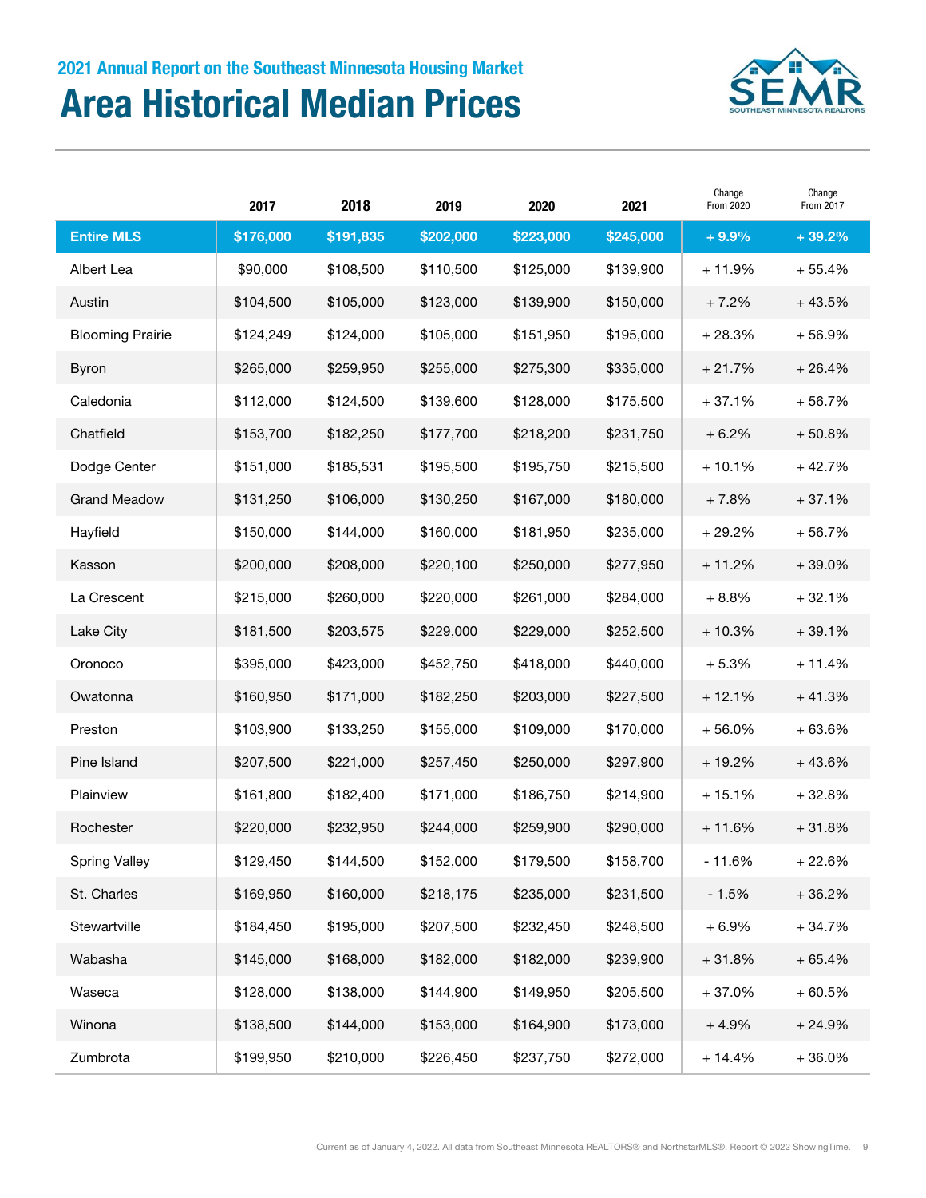## 2021 Annual Report on the Southeast Minnesota Housing Market

# Area Historical Median Prices

| | 2017 | 2018 | 2019 | 2020 | 2021 | Change From 2020 | Change From 2017 |
|---|---|---|---|---|---|---|---|
| **Entire MLS** | **$176,000** | **$191,835** | **$202,000** | **$223,000** | **$245,000** | **+ 9.9%** | **+ 39.2%** |
| Albert Lea | $90,000 | $108,500 | $110,500 | $125,000 | $139,900 | + 11.9% | + 55.4% |
| Austin | $104,500 | $105,000 | $123,000 | $139,900 | $150,000 | + 7.2% | + 43.5% |
| Blooming Prairie | $124,249 | $124,000 | $105,000 | $151,950 | $195,000 | + 28.3% | + 56.9% |
| Byron | $265,000 | $259,950 | $255,000 | $275,300 | $335,000 | + 21.7% | + 26.4% |
| Caledonia | $112,000 | $124,500 | $139,600 | $128,000 | $175,500 | + 37.1% | + 56.7% |
| Chatfield | $153,700 | $182,250 | $177,700 | $218,200 | $231,750 | + 6.2% | + 50.8% |
| Dodge Center | $151,000 | $185,531 | $195,500 | $195,750 | $215,500 | + 10.1% | + 42.7% |
| Grand Meadow | $131,250 | $106,000 | $130,250 | $167,000 | $180,000 | + 7.8% | + 37.1% |
| Hayfield | $150,000 | $144,000 | $160,000 | $181,950 | $235,000 | + 29.2% | + 56.7% |
| Kasson | $200,000 | $208,000 | $220,100 | $250,000 | $277,950 | + 11.2% | + 39.0% |
| La Crescent | $215,000 | $260,000 | $220,000 | $261,000 | $284,000 | + 8.8% | + 32.1% |
| Lake City | $181,500 | $203,575 | $229,000 | $229,000 | $252,500 | + 10.3% | + 39.1% |
| Oronoco | $395,000 | $423,000 | $452,750 | $418,000 | $440,000 | + 5.3% | + 11.4% |
| Owatonna | $160,950 | $171,000 | $182,250 | $203,000 | $227,500 | + 12.1% | + 41.3% |
| Preston | $103,900 | $133,250 | $155,000 | $109,000 | $170,000 | + 56.0% | + 63.6% |
| Pine Island | $207,500 | $221,000 | $257,450 | $250,000 | $297,900 | + 19.2% | + 43.6% |
| Plainview | $161,800 | $182,400 | $171,000 | $186,750 | $214,900 | + 15.1% | + 32.8% |
| Rochester | $220,000 | $232,950 | $244,000 | $259,900 | $290,000 | + 11.6% | + 31.8% |
| Spring Valley | $129,450 | $144,500 | $152,000 | $179,500 | $158,700 | - 11.6% | + 22.6% |
| St. Charles | $169,950 | $160,000 | $218,175 | $235,000 | $231,500 | - 1.5% | + 36.2% |
| Stewartville | $184,450 | $195,000 | $207,500 | $232,450 | $248,500 | + 6.9% | + 34.7% |
| Wabasha | $145,000 | $168,000 | $182,000 | $182,000 | $239,900 | + 31.8% | + 65.4% |
| Waseca | $128,000 | $138,000 | $144,900 | $149,950 | $205,500 | + 37.0% | + 60.5% |
| Winona | $138,500 | $144,000 | $153,000 | $164,900 | $173,000 | + 4.9% | + 24.9% |
| Zumbrota | $199,950 | $210,000 | $226,450 | $237,750 | $272,000 | + 14.4% | + 36.0% |

Current as of January 4, 2022. All data from Southeast Minnesota REALTORS® and NorthstarMLS®. Report © 2022 ShowingTime.